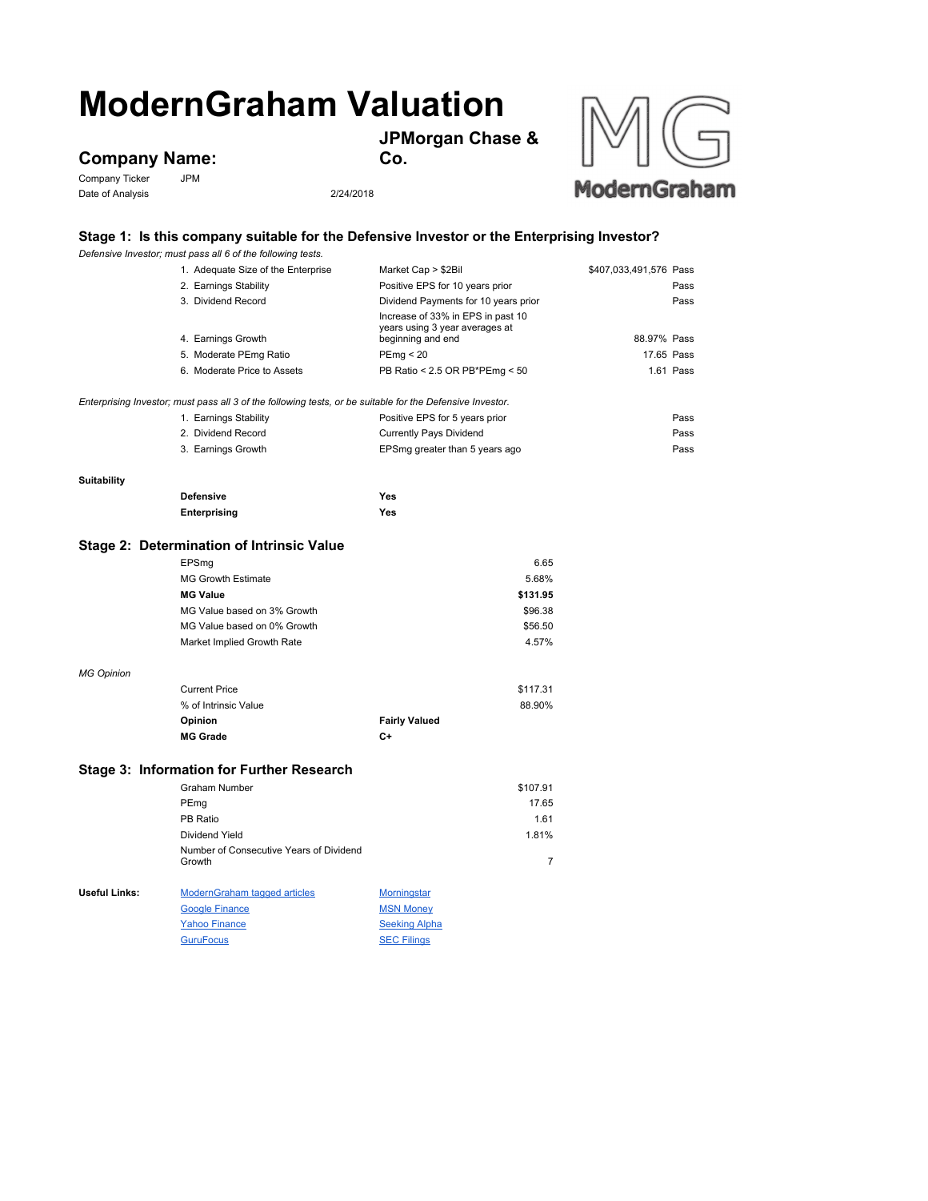# ModernGraham Valuation

## Company Name: JPMorgan Chase & Co.

Company Ticker: JPM

Date of Analysis: 2/24/2018

### Stage 1: Is this company suitable for the Defensive Investor or the Enterprising Investor?

*Defensive Investor; must pass all 6 of the following tests.*

| Test | Criterion | Value | Result |
|---|---|---|---|
| 1. Adequate Size of the Enterprise | Market Cap > $2Bil | $407,033,491,576 | Pass |
| 2. Earnings Stability | Positive EPS for 10 years prior | | Pass |
| 3. Dividend Record | Dividend Payments for 10 years prior | | Pass |
| 4. Earnings Growth | Increase of 33% in EPS in past 10 years using 3 year averages at beginning and end | 88.97% | Pass |
| 5. Moderate PEmg Ratio | PEmg < 20 | 17.65 | Pass |
| 6. Moderate Price to Assets | PB Ratio < 2.5 OR PB*PEmg < 50 | 1.61 | Pass |

*Enterprising Investor; must pass all 3 of the following tests, or be suitable for the Defensive Investor.*

| Test | Criterion | Result |
|---|---|---|
| 1. Earnings Stability | Positive EPS for 5 years prior | Pass |
| 2. Dividend Record | Currently Pays Dividend | Pass |
| 3. Earnings Growth | EPSmg greater than 5 years ago | Pass |

**Suitability**

| | |
|---|---|
| **Defensive** | **Yes** |
| **Enterprising** | **Yes** |

### Stage 2: Determination of Intrinsic Value

| | |
|---|---|
| EPSmg | 6.65 |
| MG Growth Estimate | 5.68% |
| **MG Value** | **$131.95** |
| MG Value based on 3% Growth | $96.38 |
| MG Value based on 0% Growth | $56.50 |
| Market Implied Growth Rate | 4.57% |

*MG Opinion*

| | |
|---|---|
| Current Price | $117.31 |
| % of Intrinsic Value | 88.90% |
| **Opinion** | **Fairly Valued** |
| **MG Grade** | **C+** |

### Stage 3: Information for Further Research

| | |
|---|---|
| Graham Number | $107.91 |
| PEmg | 17.65 |
| PB Ratio | 1.61 |
| Dividend Yield | 1.81% |
| Number of Consecutive Years of Dividend Growth | 7 |

**Useful Links:**

- ModernGraham tagged articles
- Morningstar
- Google Finance
- MSN Money
- Yahoo Finance
- Seeking Alpha
- GuruFocus
- SEC Filings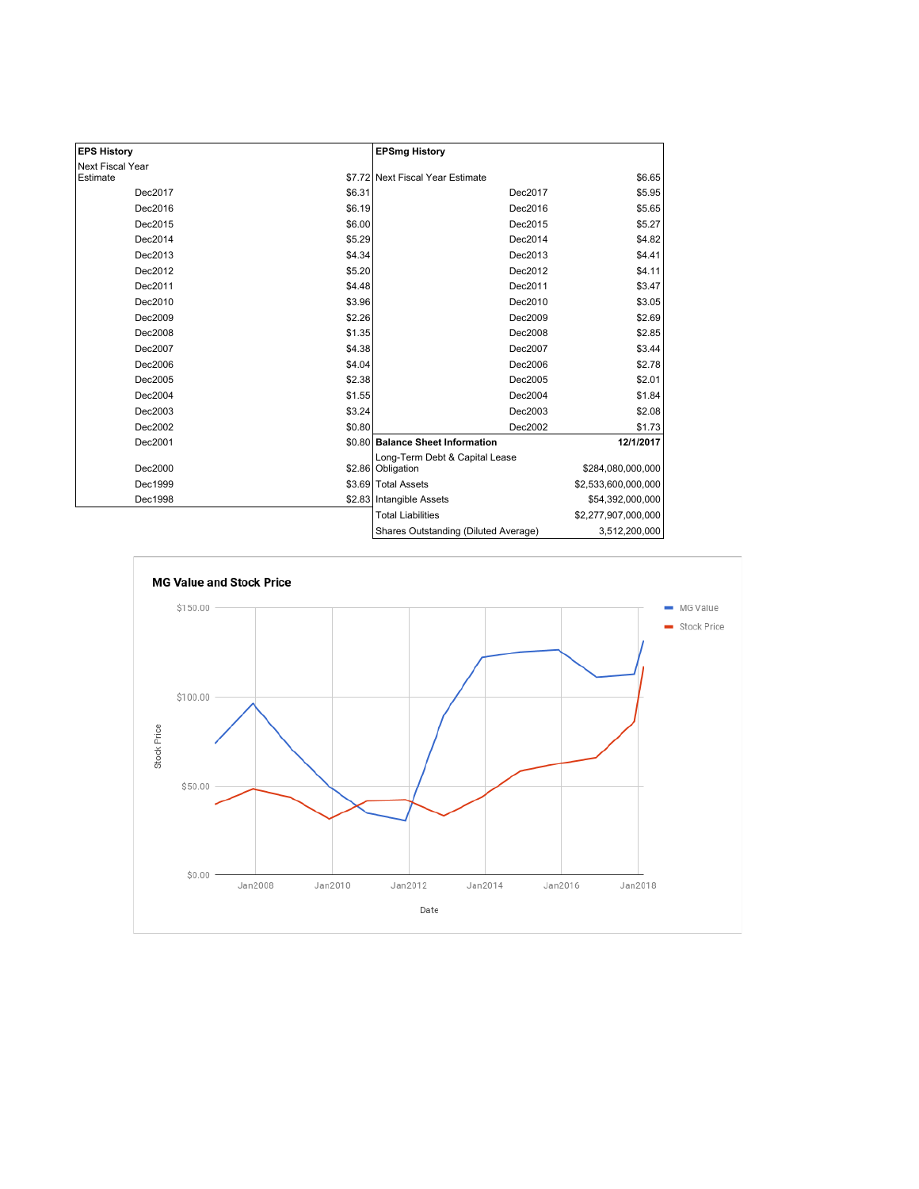| EPS History | |
|---|---|
| Next Fiscal Year Estimate | $7.72 |
| Dec2017 | $6.31 |
| Dec2016 | $6.19 |
| Dec2015 | $6.00 |
| Dec2014 | $5.29 |
| Dec2013 | $4.34 |
| Dec2012 | $5.20 |
| Dec2011 | $4.48 |
| Dec2010 | $3.96 |
| Dec2009 | $2.26 |
| Dec2008 | $1.35 |
| Dec2007 | $4.38 |
| Dec2006 | $4.04 |
| Dec2005 | $2.38 |
| Dec2004 | $1.55 |
| Dec2003 | $3.24 |
| Dec2002 | $0.80 |
| Dec2001 | $0.80 |
| Dec2000 | $2.86 |
| Dec1999 | $3.69 |
| Dec1998 | $2.83 |

| EPSmg History | |
|---|---|
| Next Fiscal Year Estimate | $6.65 |
| Dec2017 | $5.95 |
| Dec2016 | $5.65 |
| Dec2015 | $5.27 |
| Dec2014 | $4.82 |
| Dec2013 | $4.41 |
| Dec2012 | $4.11 |
| Dec2011 | $3.47 |
| Dec2010 | $3.05 |
| Dec2009 | $2.69 |
| Dec2008 | $2.85 |
| Dec2007 | $3.44 |
| Dec2006 | $2.78 |
| Dec2005 | $2.01 |
| Dec2004 | $1.84 |
| Dec2003 | $2.08 |
| Dec2002 | $1.73 |

| Balance Sheet Information | 12/1/2017 |
|---|---|
| Long-Term Debt & Capital Lease Obligation | $284,080,000,000 |
| Total Assets | $2,533,600,000,000 |
| Intangible Assets | $54,392,000,000 |
| Total Liabilities | $2,277,907,000,000 |
| Shares Outstanding (Diluted Average) | 3,512,200,000 |

**MG Value and Stock Price**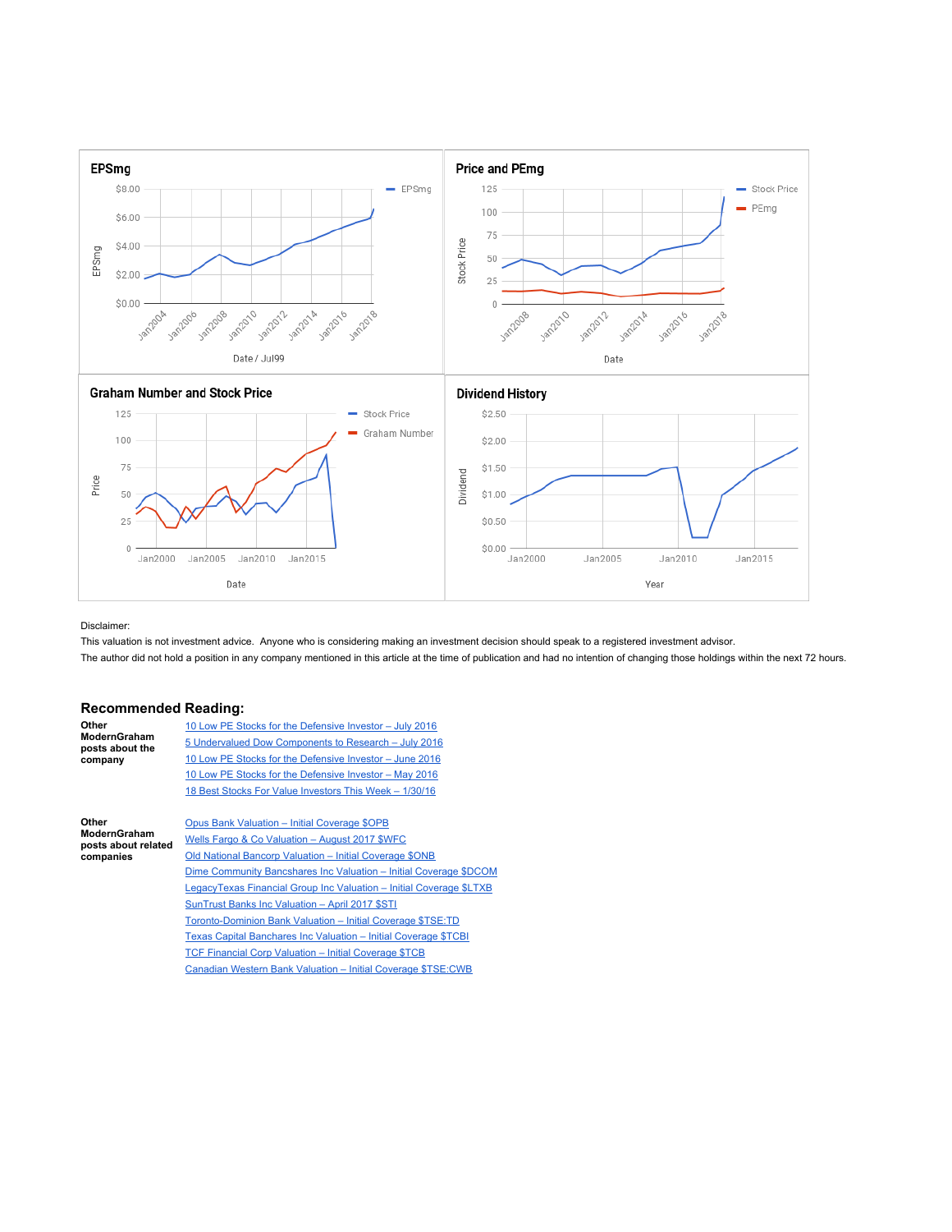**EPSmg**

$8.00
$6.00
$4.00
$2.00
$0.00

EPSmg

Jan2004 Jan2006 Jan2008 Jan2010 Jan2012 Jan2014 Jan2016 Jan2018

Date / Jul99

**Price and PEmg**

125
100
75
50
25
0

Stock Price

Stock Price
PEmg

Jan2008 Jan2010 Jan2012 Jan2014 Jan2016 Jan2018

Date

**Graham Number and Stock Price**

125
100
75
50
25
0

Price

Stock Price
Graham Number

Jan2000 Jan2005 Jan2010 Jan2015

Date

**Dividend History**

$2.50
$2.00
$1.50
$1.00
$0.50
$0.00

Dividend

Jan2000 Jan2005 Jan2010 Jan2015

Year

Disclaimer:

This valuation is not investment advice. Anyone who is considering making an investment decision should speak to a registered investment advisor.

The author did not hold a position in any company mentioned in this article at the time of publication and had no intention of changing those holdings within the next 72 hours.

## Recommended Reading:

| | |
|---|---|
| **Other ModernGraham posts about the company** | [10 Low PE Stocks for the Defensive Investor – July 2016]<br>[5 Undervalued Dow Components to Research – July 2016]<br>[10 Low PE Stocks for the Defensive Investor – June 2016]<br>[10 Low PE Stocks for the Defensive Investor – May 2016]<br>[18 Best Stocks For Value Investors This Week – 1/30/16] |
| **Other ModernGraham posts about related companies** | [Opus Bank Valuation – Initial Coverage $OPB]<br>[Wells Fargo & Co Valuation – August 2017 $WFC]<br>[Old National Bancorp Valuation – Initial Coverage $ONB]<br>[Dime Community Bancshares Inc Valuation – Initial Coverage $DCOM]<br>[LegacyTexas Financial Group Inc Valuation – Initial Coverage $LTXB]<br>[SunTrust Banks Inc Valuation – April 2017 $STI]<br>[Toronto-Dominion Bank Valuation – Initial Coverage $TSE:TD]<br>[Texas Capital Banchares Inc Valuation – Initial Coverage $TCBI]<br>[TCF Financial Corp Valuation – Initial Coverage $TCB]<br>[Canadian Western Bank Valuation – Initial Coverage $TSE:CWB] |